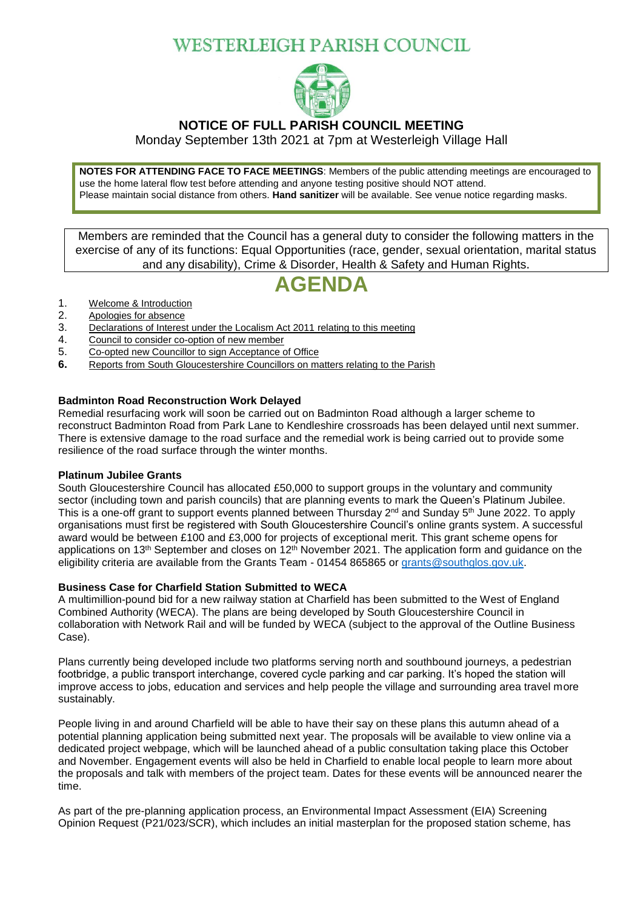# WESTERLEIGH PARISH COUNCIL

## NOTICE OF FULL PARISH COUNCIL MEETING

Monday September 13th 2021 at 7pm at Westerleigh Village Hall

**NOTES FOR ATTENDING FACE TO FACE MEETINGS**: Members of the public attending meetings are encouraged to use the home lateral flow test before attending and anyone testing positive should NOT attend. Please maintain social distance from others. **Hand sanitizer** will be available. See venue notice regarding masks.

Members are reminded that the Council has a general duty to consider the following matters in the exercise of any of its functions: Equal Opportunities (race, gender, sexual orientation, marital status and any disability), Crime & Disorder, Health & Safety and Human Rights.

# AGENDA

1. Welcome & Introduction
2. Apologies for absence
3. Declarations of Interest under the Localism Act 2011 relating to this meeting
4. Council to consider co-option of new member
5. Co-opted new Councillor to sign Acceptance of Office
6. **Reports from South Gloucestershire Councillors on matters relating to the Parish**

**Badminton Road Reconstruction Work Delayed**

Remedial resurfacing work will soon be carried out on Badminton Road although a larger scheme to reconstruct Badminton Road from Park Lane to Kendleshire crossroads has been delayed until next summer. There is extensive damage to the road surface and the remedial work is being carried out to provide some resilience of the road surface through the winter months.

**Platinum Jubilee Grants**

South Gloucestershire Council has allocated £50,000 to support groups in the voluntary and community sector (including town and parish councils) that are planning events to mark the Queen's Platinum Jubilee. This is a one-off grant to support events planned between Thursday 2nd and Sunday 5th June 2022. To apply organisations must first be registered with South Gloucestershire Council's online grants system. A successful award would be between £100 and £3,000 for projects of exceptional merit. This grant scheme opens for applications on 13th September and closes on 12th November 2021. The application form and guidance on the eligibility criteria are available from the Grants Team - 01454 865865 or grants@southglos.gov.uk.

**Business Case for Charfield Station Submitted to WECA**

A multimillion-pound bid for a new railway station at Charfield has been submitted to the West of England Combined Authority (WECA). The plans are being developed by South Gloucestershire Council in collaboration with Network Rail and will be funded by WECA (subject to the approval of the Outline Business Case).

Plans currently being developed include two platforms serving north and southbound journeys, a pedestrian footbridge, a public transport interchange, covered cycle parking and car parking. It's hoped the station will improve access to jobs, education and services and help people the village and surrounding area travel more sustainably.

People living in and around Charfield will be able to have their say on these plans this autumn ahead of a potential planning application being submitted next year. The proposals will be available to view online via a dedicated project webpage, which will be launched ahead of a public consultation taking place this October and November. Engagement events will also be held in Charfield to enable local people to learn more about the proposals and talk with members of the project team. Dates for these events will be announced nearer the time.

As part of the pre-planning application process, an Environmental Impact Assessment (EIA) Screening Opinion Request (P21/023/SCR), which includes an initial masterplan for the proposed station scheme, has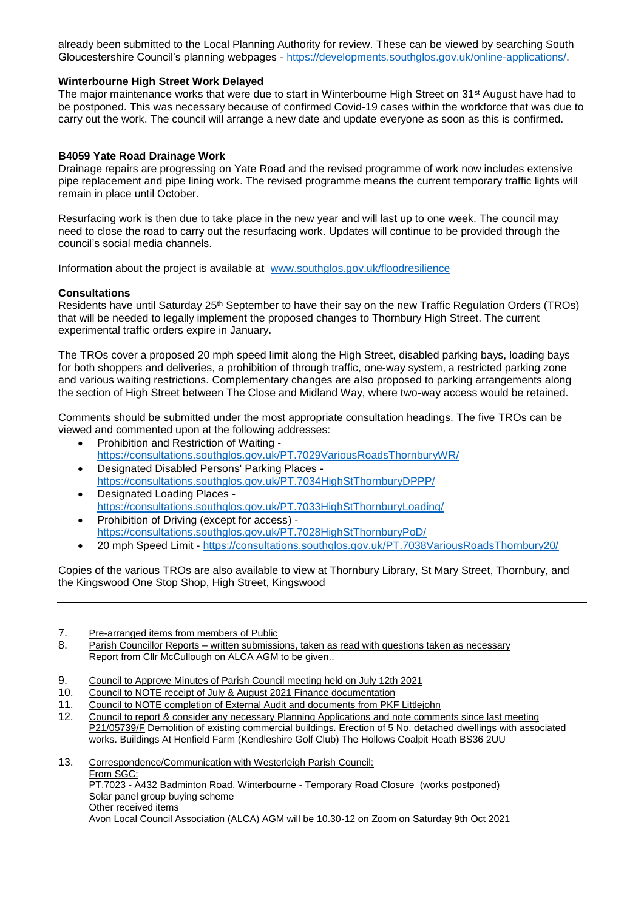already been submitted to the Local Planning Authority for review. These can be viewed by searching South Gloucestershire Council's planning webpages - https://developments.southglos.gov.uk/online-applications/.

**Winterbourne High Street Work Delayed**

The major maintenance works that were due to start in Winterbourne High Street on 31st August have had to be postponed. This was necessary because of confirmed Covid-19 cases within the workforce that was due to carry out the work. The council will arrange a new date and update everyone as soon as this is confirmed.

**B4059 Yate Road Drainage Work**

Drainage repairs are progressing on Yate Road and the revised programme of work now includes extensive pipe replacement and pipe lining work. The revised programme means the current temporary traffic lights will remain in place until October.

Resurfacing work is then due to take place in the new year and will last up to one week. The council may need to close the road to carry out the resurfacing work. Updates will continue to be provided through the council's social media channels.

Information about the project is available at www.southglos.gov.uk/floodresilience

**Consultations**

Residents have until Saturday 25th September to have their say on the new Traffic Regulation Orders (TROs) that will be needed to legally implement the proposed changes to Thornbury High Street. The current experimental traffic orders expire in January.

The TROs cover a proposed 20 mph speed limit along the High Street, disabled parking bays, loading bays for both shoppers and deliveries, a prohibition of through traffic, one-way system, a restricted parking zone and various waiting restrictions. Complementary changes are also proposed to parking arrangements along the section of High Street between The Close and Midland Way, where two-way access would be retained.

Comments should be submitted under the most appropriate consultation headings. The five TROs can be viewed and commented upon at the following addresses:

- Prohibition and Restriction of Waiting - https://consultations.southglos.gov.uk/PT.7029VariousRoadsThornburyWR/
- Designated Disabled Persons' Parking Places - https://consultations.southglos.gov.uk/PT.7034HighStThornburyDPPP/
- Designated Loading Places - https://consultations.southglos.gov.uk/PT.7033HighStThornburyLoading/
- Prohibition of Driving (except for access) - https://consultations.southglos.gov.uk/PT.7028HighStThornburyPoD/
- 20 mph Speed Limit - https://consultations.southglos.gov.uk/PT.7038VariousRoadsThornbury20/

Copies of the various TROs are also available to view at Thornbury Library, St Mary Street, Thornbury, and the Kingswood One Stop Shop, High Street, Kingswood

---

7. Pre-arranged items from members of Public
8. Parish Councillor Reports – written submissions, taken as read with questions taken as necessary
   Report from Cllr McCullough on ALCA AGM to be given..
9. Council to Approve Minutes of Parish Council meeting held on July 12th 2021
10. Council to NOTE receipt of July & August 2021 Finance documentation
11. Council to NOTE completion of External Audit and documents from PKF Littlejohn
12. Council to report & consider any necessary Planning Applications and note comments since last meeting
    P21/05739/F Demolition of existing commercial buildings. Erection of 5 No. detached dwellings with associated works. Buildings At Henfield Farm (Kendleshire Golf Club) The Hollows Coalpit Heath BS36 2UU
13. Correspondence/Communication with Westerleigh Parish Council:
    From SGC:
    PT.7023 - A432 Badminton Road, Winterbourne - Temporary Road Closure (works postponed)
    Solar panel group buying scheme
    Other received items
    Avon Local Council Association (ALCA) AGM will be 10.30-12 on Zoom on Saturday 9th Oct 2021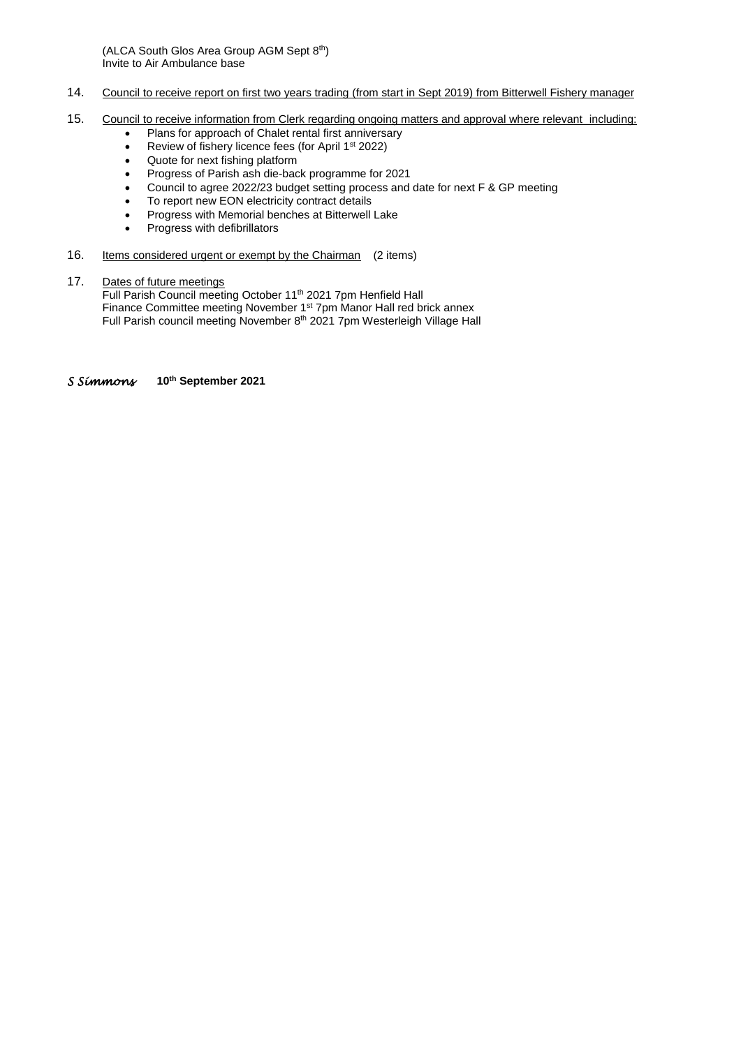(ALCA South Glos Area Group AGM Sept 8th)
Invite to Air Ambulance base

14. Council to receive report on first two years trading (from start in Sept 2019) from Bitterwell Fishery manager

15. Council to receive information from Clerk regarding ongoing matters and approval where relevant including:
    - Plans for approach of Chalet rental first anniversary
    - Review of fishery licence fees (for April 1st 2022)
    - Quote for next fishing platform
    - Progress of Parish ash die-back programme for 2021
    - Council to agree 2022/23 budget setting process and date for next F & GP meeting
    - To report new EON electricity contract details
    - Progress with Memorial benches at Bitterwell Lake
    - Progress with defibrillators

16. Items considered urgent or exempt by the Chairman (2 items)

17. Dates of future meetings
    Full Parish Council meeting October 11th 2021 7pm Henfield Hall
    Finance Committee meeting November 1st 7pm Manor Hall red brick annex
    Full Parish council meeting November 8th 2021 7pm Westerleigh Village Hall

*S Simmons* **10th September 2021**